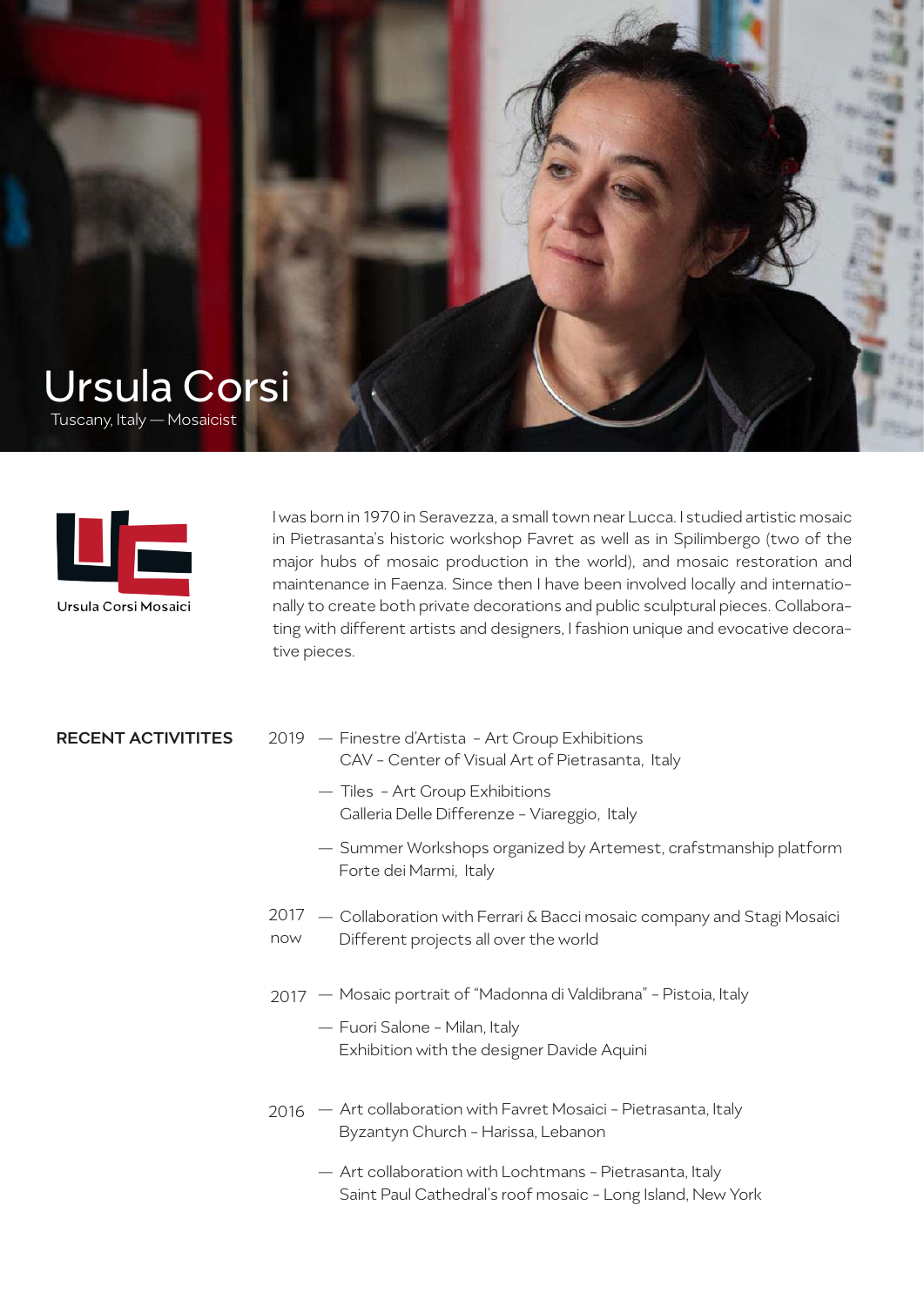# Ursula Corsi

Tuscany, Italy — Mosaicist

Ursula Corsi Mosaici

I was born in 1970 in Seravezza, a small town near Lucca. I studied artistic mosaic in Pietrasanta's historic workshop Favret as well as in Spilimbergo (two of the major hubs of mosaic production in the world), and mosaic restoration and maintenance in Faenza. Since then I have been involved locally and internationally to create both private decorations and public sculptural pieces. Collaborating with different artists and designers, I fashion unique and evocative decorative pieces.

**RECENT ACTIVITITES**

2019
- Finestre d'Artista - Art Group Exhibitions
  CAV - Center of Visual Art of Pietrasanta, Italy
- Tiles - Art Group Exhibitions
  Calleria Delle Differenze - Viareggio, Italy
- Summer Workshops organized by Artemest, crafstmanship platform
  Forte dei Marmi, Italy

2017 now
- Collaboration with Ferrari & Bacci mosaic company and Stagi Mosaici
  Different projects all over the world

2017
- Mosaic portrait of "Madonna di Valdibrana" - Pistoia, Italy
- Fuori Salone - Milan, Italy
  Exhibition with the designer Davide Aquini

2016
- Art collaboration with Favret Mosaici - Pietrasanta, Italy
  Byzantyn Church - Harissa, Lebanon
- Art collaboration with Lochtmans - Pietrasanta, Italy
  Saint Paul Cathedral's roof mosaic - Long Island, New York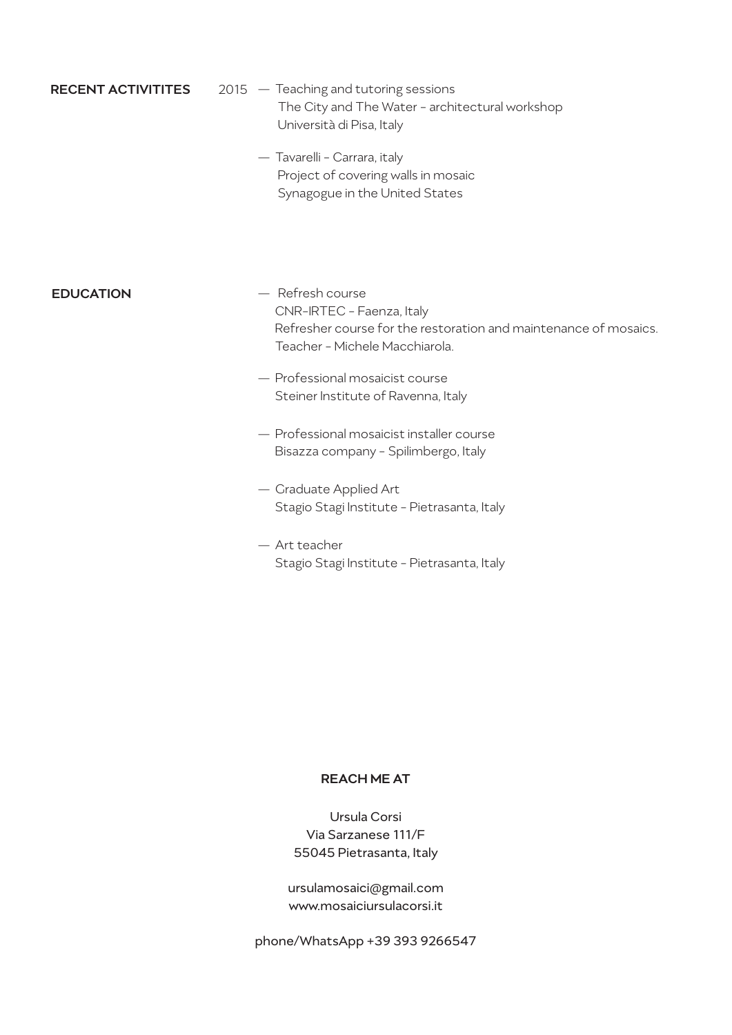## RECENT ACTIVITITES

2015

— Teaching and tutoring sessions
The City and The Water - architectural workshop
Università di Pisa, Italy

— Tavarelli - Carrara, italy
Project of covering walls in mosaic
Synagogue in the United States

## EDUCATION

— Refresh course
CNR-IRTEC - Faenza, Italy
Refresher course for the restoration and maintenance of mosaics.
Teacher - Michele Macchiarola.

— Professional mosaicist course
Steiner Institute of Ravenna, Italy

— Professional mosaicist installer course
Bisazza company - Spilimbergo, Italy

— Graduate Applied Art
Stagio Stagi Institute - Pietrasanta, Italy

— Art teacher
Stagio Stagi Institute - Pietrasanta, Italy

## REACH ME AT

Ursula Corsi
Via Sarzanese 111/F
55045 Pietrasanta, Italy

ursulamosaici@gmail.com
www.mosaiciursulacorsi.it

phone/WhatsApp +39 393 9266547